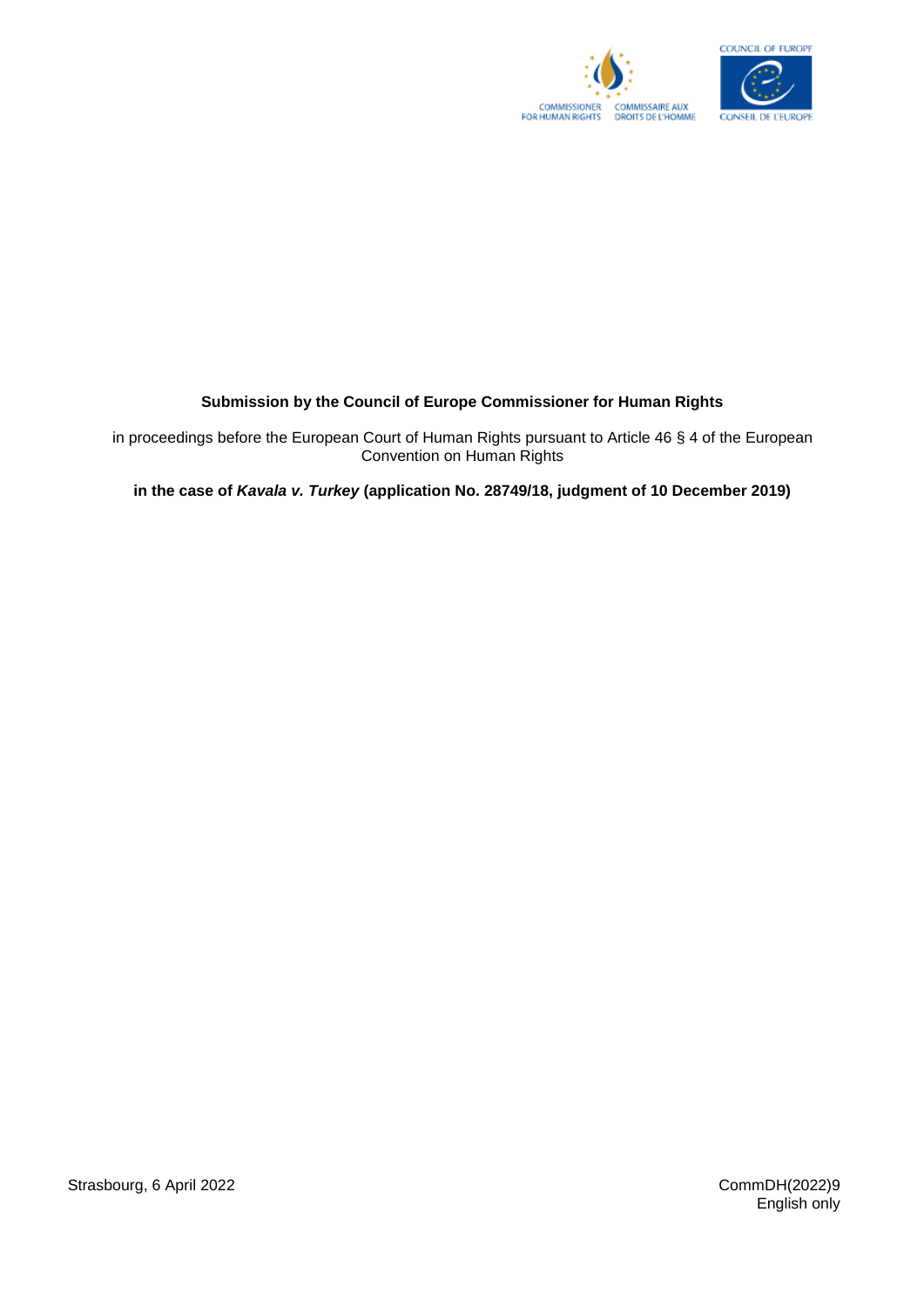COMMISSIONER FOR HUMAN RIGHTS

COMMISSAIRE AUX DROITS DE L'HOMME

COUNCIL OF EUROPE

CONSEIL DE L'EUROPE

**Submission by the Council of Europe Commissioner for Human Rights**

in proceedings before the European Court of Human Rights pursuant to Article 46 § 4 of the European Convention on Human Rights

**in the case of *Kavala v. Turkey* (application No. 28749/18, judgment of 10 December 2019)**

Strasbourg, 6 April 2022

CommDH(2022)9

English only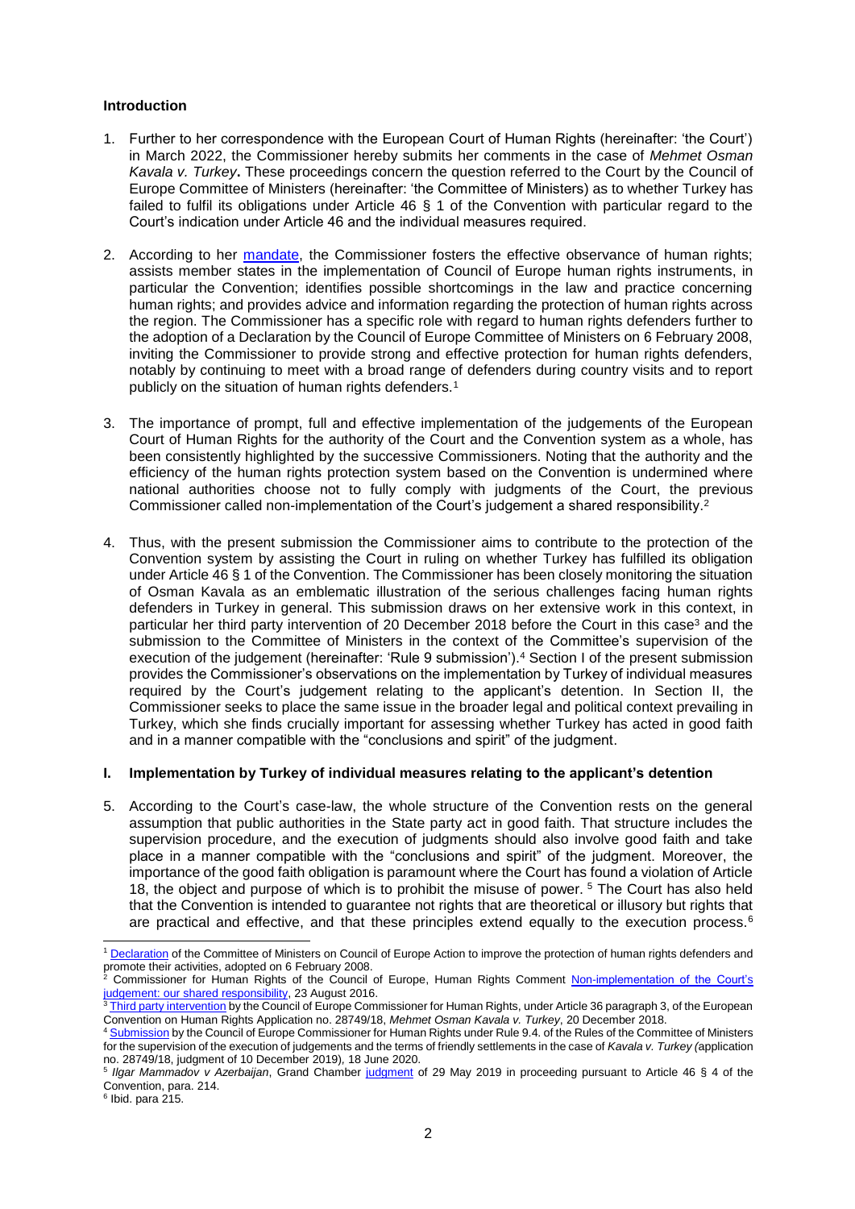## Introduction

1. Further to her correspondence with the European Court of Human Rights (hereinafter: 'the Court') in March 2022, the Commissioner hereby submits her comments in the case of *Mehmet Osman Kavala v. Turkey*. These proceedings concern the question referred to the Court by the Council of Europe Committee of Ministers (hereinafter: 'the Committee of Ministers) as to whether Turkey has failed to fulfil its obligations under Article 46 § 1 of the Convention with particular regard to the Court's indication under Article 46 and the individual measures required.

2. According to her mandate, the Commissioner fosters the effective observance of human rights; assists member states in the implementation of Council of Europe human rights instruments, in particular the Convention; identifies possible shortcomings in the law and practice concerning human rights; and provides advice and information regarding the protection of human rights across the region. The Commissioner has a specific role with regard to human rights defenders further to the adoption of a Declaration by the Council of Europe Committee of Ministers on 6 February 2008, inviting the Commissioner to provide strong and effective protection for human rights defenders, notably by continuing to meet with a broad range of defenders during country visits and to report publicly on the situation of human rights defenders.[1]

3. The importance of prompt, full and effective implementation of the judgements of the European Court of Human Rights for the authority of the Court and the Convention system as a whole, has been consistently highlighted by the successive Commissioners. Noting that the authority and the efficiency of the human rights protection system based on the Convention is undermined where national authorities choose not to fully comply with judgments of the Court, the previous Commissioner called non-implementation of the Court's judgement a shared responsibility.[2]

4. Thus, with the present submission the Commissioner aims to contribute to the protection of the Convention system by assisting the Court in ruling on whether Turkey has fulfilled its obligation under Article 46 § 1 of the Convention. The Commissioner has been closely monitoring the situation of Osman Kavala as an emblematic illustration of the serious challenges facing human rights defenders in Turkey in general. This submission draws on her extensive work in this context, in particular her third party intervention of 20 December 2018 before the Court in this case[3] and the submission to the Committee of Ministers in the context of the Committee's supervision of the execution of the judgement (hereinafter: 'Rule 9 submission').[4] Section I of the present submission provides the Commissioner's observations on the implementation by Turkey of individual measures required by the Court's judgement relating to the applicant's detention. In Section II, the Commissioner seeks to place the same issue in the broader legal and political context prevailing in Turkey, which she finds crucially important for assessing whether Turkey has acted in good faith and in a manner compatible with the "conclusions and spirit" of the judgment.

## I. Implementation by Turkey of individual measures relating to the applicant's detention

5. According to the Court's case-law, the whole structure of the Convention rests on the general assumption that public authorities in the State party act in good faith. That structure includes the supervision procedure, and the execution of judgments should also involve good faith and take place in a manner compatible with the "conclusions and spirit" of the judgment. Moreover, the importance of the good faith obligation is paramount where the Court has found a violation of Article 18, the object and purpose of which is to prohibit the misuse of power.[5] The Court has also held that the Convention is intended to guarantee not rights that are theoretical or illusory but rights that are practical and effective, and that these principles extend equally to the execution process.[6]

---

[1] Declaration of the Committee of Ministers on Council of Europe Action to improve the protection of human rights defenders and promote their activities, adopted on 6 February 2008.

[2] Commissioner for Human Rights of the Council of Europe, Human Rights Comment Non-implementation of the Court's judgement: our shared responsibility, 23 August 2016.

[3] Third party intervention by the Council of Europe Commissioner for Human Rights, under Article 36 paragraph 3, of the European Convention on Human Rights Application no. 28749/18, *Mehmet Osman Kavala v. Turkey*, 20 December 2018.

[4] Submission by the Council of Europe Commissioner for Human Rights under Rule 9.4. of the Rules of the Committee of Ministers for the supervision of the execution of judgements and the terms of friendly settlements in the case of *Kavala v. Turkey (*application no. 28749/18, judgment of 10 December 2019), 18 June 2020.

[5] *Ilgar Mammadov v Azerbaijan*, Grand Chamber judgment of 29 May 2019 in proceeding pursuant to Article 46 § 4 of the Convention, para. 214.

[6] Ibid. para 215.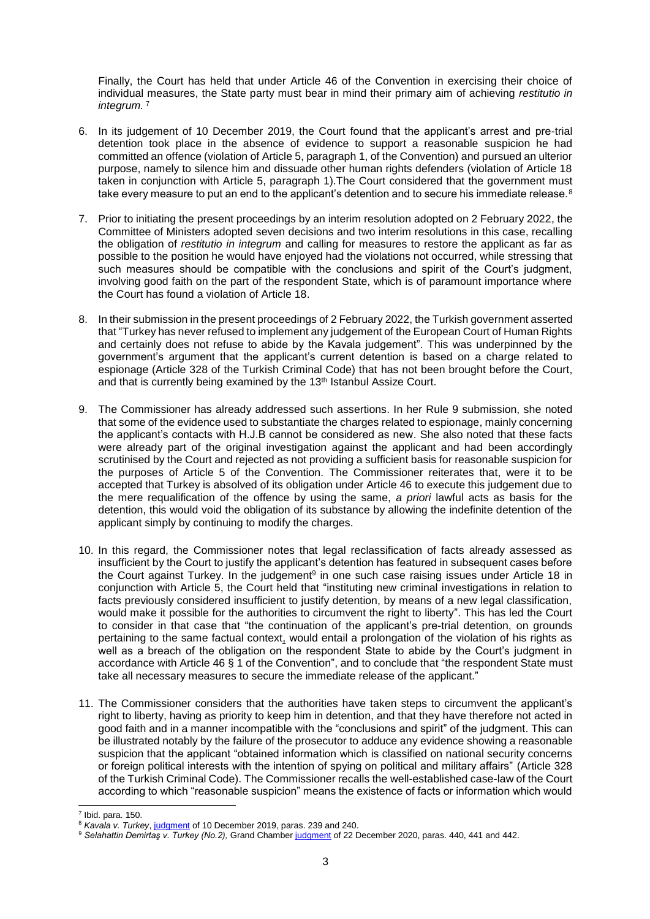Finally, the Court has held that under Article 46 of the Convention in exercising their choice of individual measures, the State party must bear in mind their primary aim of achieving *restitutio in integrum.* [7]

6. In its judgement of 10 December 2019, the Court found that the applicant's arrest and pre-trial detention took place in the absence of evidence to support a reasonable suspicion he had committed an offence (violation of Article 5, paragraph 1, of the Convention) and pursued an ulterior purpose, namely to silence him and dissuade other human rights defenders (violation of Article 18 taken in conjunction with Article 5, paragraph 1).The Court considered that the government must take every measure to put an end to the applicant's detention and to secure his immediate release.[8]

7. Prior to initiating the present proceedings by an interim resolution adopted on 2 February 2022, the Committee of Ministers adopted seven decisions and two interim resolutions in this case, recalling the obligation of *restitutio in integrum* and calling for measures to restore the applicant as far as possible to the position he would have enjoyed had the violations not occurred, while stressing that such measures should be compatible with the conclusions and spirit of the Court's judgment, involving good faith on the part of the respondent State, which is of paramount importance where the Court has found a violation of Article 18.

8. In their submission in the present proceedings of 2 February 2022, the Turkish government asserted that "Turkey has never refused to implement any judgement of the European Court of Human Rights and certainly does not refuse to abide by the Kavala judgement". This was underpinned by the government's argument that the applicant's current detention is based on a charge related to espionage (Article 328 of the Turkish Criminal Code) that has not been brought before the Court, and that is currently being examined by the 13th Istanbul Assize Court.

9. The Commissioner has already addressed such assertions. In her Rule 9 submission, she noted that some of the evidence used to substantiate the charges related to espionage, mainly concerning the applicant's contacts with H.J.B cannot be considered as new. She also noted that these facts were already part of the original investigation against the applicant and had been accordingly scrutinised by the Court and rejected as not providing a sufficient basis for reasonable suspicion for the purposes of Article 5 of the Convention. The Commissioner reiterates that, were it to be accepted that Turkey is absolved of its obligation under Article 46 to execute this judgement due to the mere requalification of the offence by using the same, *a priori* lawful acts as basis for the detention, this would void the obligation of its substance by allowing the indefinite detention of the applicant simply by continuing to modify the charges.

10. In this regard, the Commissioner notes that legal reclassification of facts already assessed as insufficient by the Court to justify the applicant's detention has featured in subsequent cases before the Court against Turkey. In the judgement[9] in one such case raising issues under Article 18 in conjunction with Article 5, the Court held that "instituting new criminal investigations in relation to facts previously considered insufficient to justify detention, by means of a new legal classification, would make it possible for the authorities to circumvent the right to liberty". This has led the Court to consider in that case that "the continuation of the applicant's pre-trial detention, on grounds pertaining to the same factual context, would entail a prolongation of the violation of his rights as well as a breach of the obligation on the respondent State to abide by the Court's judgment in accordance with Article 46 § 1 of the Convention", and to conclude that "the respondent State must take all necessary measures to secure the immediate release of the applicant."

11. The Commissioner considers that the authorities have taken steps to circumvent the applicant's right to liberty, having as priority to keep him in detention, and that they have therefore not acted in good faith and in a manner incompatible with the "conclusions and spirit" of the judgment. This can be illustrated notably by the failure of the prosecutor to adduce any evidence showing a reasonable suspicion that the applicant "obtained information which is classified on national security concerns or foreign political interests with the intention of spying on political and military affairs" (Article 328 of the Turkish Criminal Code). The Commissioner recalls the well-established case-law of the Court according to which "reasonable suspicion" means the existence of facts or information which would

---

[7] Ibid. para. 150.

[8] *Kavala v. Turkey*, judgment of 10 December 2019, paras. 239 and 240.

[9] *Selahattin Demirtaş v. Turkey (No.2),* Grand Chamber judgment of 22 December 2020, paras. 440, 441 and 442.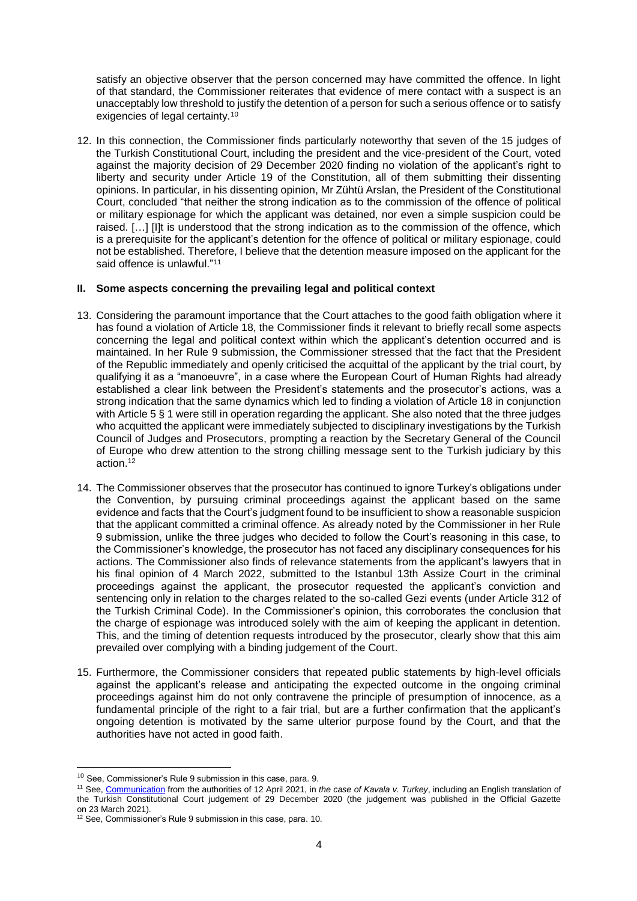satisfy an objective observer that the person concerned may have committed the offence. In light of that standard, the Commissioner reiterates that evidence of mere contact with a suspect is an unacceptably low threshold to justify the detention of a person for such a serious offence or to satisfy exigencies of legal certainty.[10]

12. In this connection, the Commissioner finds particularly noteworthy that seven of the 15 judges of the Turkish Constitutional Court, including the president and the vice-president of the Court, voted against the majority decision of 29 December 2020 finding no violation of the applicant's right to liberty and security under Article 19 of the Constitution, all of them submitting their dissenting opinions. In particular, in his dissenting opinion, Mr Zühtü Arslan, the President of the Constitutional Court, concluded "that neither the strong indication as to the commission of the offence of political or military espionage for which the applicant was detained, nor even a simple suspicion could be raised. […] [I]t is understood that the strong indication as to the commission of the offence, which is a prerequisite for the applicant's detention for the offence of political or military espionage, could not be established. Therefore, I believe that the detention measure imposed on the applicant for the said offence is unlawful."[11]

## II. Some aspects concerning the prevailing legal and political context

13. Considering the paramount importance that the Court attaches to the good faith obligation where it has found a violation of Article 18, the Commissioner finds it relevant to briefly recall some aspects concerning the legal and political context within which the applicant's detention occurred and is maintained. In her Rule 9 submission, the Commissioner stressed that the fact that the President of the Republic immediately and openly criticised the acquittal of the applicant by the trial court, by qualifying it as a "manoeuvre", in a case where the European Court of Human Rights had already established a clear link between the President's statements and the prosecutor's actions, was a strong indication that the same dynamics which led to finding a violation of Article 18 in conjunction with Article 5 § 1 were still in operation regarding the applicant. She also noted that the three judges who acquitted the applicant were immediately subjected to disciplinary investigations by the Turkish Council of Judges and Prosecutors, prompting a reaction by the Secretary General of the Council of Europe who drew attention to the strong chilling message sent to the Turkish judiciary by this action.[12]

14. The Commissioner observes that the prosecutor has continued to ignore Turkey's obligations under the Convention, by pursuing criminal proceedings against the applicant based on the same evidence and facts that the Court's judgment found to be insufficient to show a reasonable suspicion that the applicant committed a criminal offence. As already noted by the Commissioner in her Rule 9 submission, unlike the three judges who decided to follow the Court's reasoning in this case, to the Commissioner's knowledge, the prosecutor has not faced any disciplinary consequences for his actions. The Commissioner also finds of relevance statements from the applicant's lawyers that in his final opinion of 4 March 2022, submitted to the Istanbul 13th Assize Court in the criminal proceedings against the applicant, the prosecutor requested the applicant's conviction and sentencing only in relation to the charges related to the so-called Gezi events (under Article 312 of the Turkish Criminal Code). In the Commissioner's opinion, this corroborates the conclusion that the charge of espionage was introduced solely with the aim of keeping the applicant in detention. This, and the timing of detention requests introduced by the prosecutor, clearly show that this aim prevailed over complying with a binding judgement of the Court.

15. Furthermore, the Commissioner considers that repeated public statements by high-level officials against the applicant's release and anticipating the expected outcome in the ongoing criminal proceedings against him do not only contravene the principle of presumption of innocence, as a fundamental principle of the right to a fair trial, but are a further confirmation that the applicant's ongoing detention is motivated by the same ulterior purpose found by the Court, and that the authorities have not acted in good faith.

---

[10] See, Commissioner's Rule 9 submission in this case, para. 9.

[11] See, Communication from the authorities of 12 April 2021, in *the case of Kavala v. Turkey*, including an English translation of the Turkish Constitutional Court judgement of 29 December 2020 (the judgement was published in the Official Gazette on 23 March 2021).

[12] See, Commissioner's Rule 9 submission in this case, para. 10.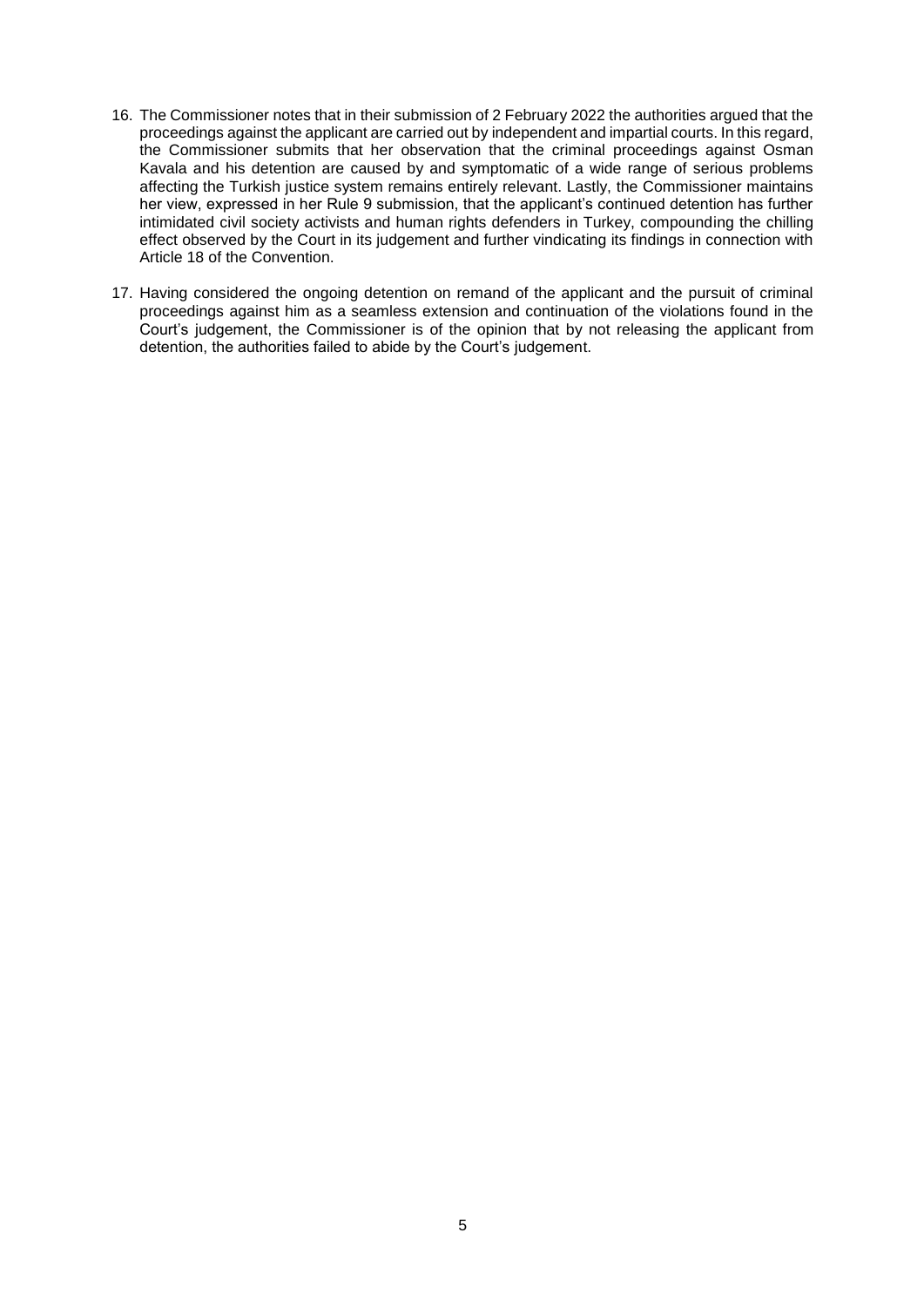16. The Commissioner notes that in their submission of 2 February 2022 the authorities argued that the proceedings against the applicant are carried out by independent and impartial courts. In this regard, the Commissioner submits that her observation that the criminal proceedings against Osman Kavala and his detention are caused by and symptomatic of a wide range of serious problems affecting the Turkish justice system remains entirely relevant. Lastly, the Commissioner maintains her view, expressed in her Rule 9 submission, that the applicant's continued detention has further intimidated civil society activists and human rights defenders in Turkey, compounding the chilling effect observed by the Court in its judgement and further vindicating its findings in connection with Article 18 of the Convention.

17. Having considered the ongoing detention on remand of the applicant and the pursuit of criminal proceedings against him as a seamless extension and continuation of the violations found in the Court's judgement, the Commissioner is of the opinion that by not releasing the applicant from detention, the authorities failed to abide by the Court's judgement.